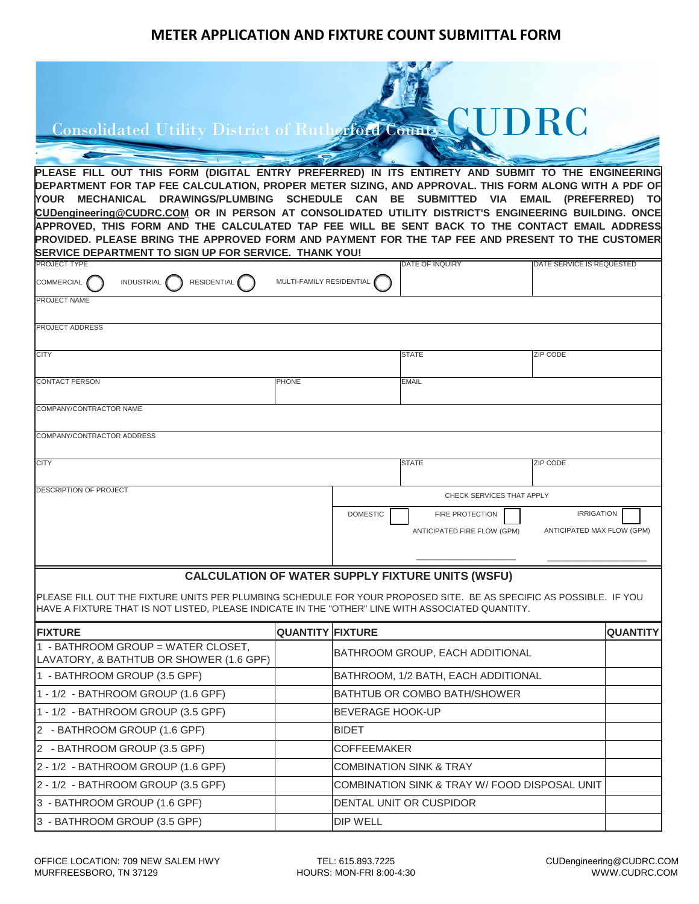# METER APPLICATION AND FIXTURE COUNT SUBMITTAL FORM

Consolidated Utility District of Rutherford County CUDRC

**PLEASE FILL OUT THIS FORM (DIGITAL ENTRY PREFERRED) IN ITS ENTIRETY AND SUBMIT TO THE ENGINEERING DEPARTMENT FOR TAP FEE CALCULATION, PROPER METER SIZING, AND APPROVAL. THIS FORM ALONG WITH A PDF OF YOUR MECHANICAL DRAWINGS/PLUMBING SCHEDULE CAN BE SUBMITTED VIA EMAIL (PREFERRED) TO CUDengineering@CUDRC.COM OR IN PERSON AT CONSOLIDATED UTILITY DISTRICT'S ENGINEERING BUILDING. ONCE APPROVED, THIS FORM AND THE CALCULATED TAP FEE WILL BE SENT BACK TO THE CONTACT EMAIL ADDRESS PROVIDED. PLEASE BRING THE APPROVED FORM AND PAYMENT FOR THE TAP FEE AND PRESENT TO THE CUSTOMER SERVICE DEPARTMENT TO SIGN UP FOR SERVICE. THANK YOU!**

| PROJECT TYPE | | DATE OF INQUIRY | DATE SERVICE IS REQUESTED |
|---|---|---|---|
| COMMERCIAL ◯ INDUSTRIAL ◯ RESIDENTIAL ◯ | MULTI-FAMILY RESIDENTIAL ◯ | | |
| PROJECT NAME | | | |
| PROJECT ADDRESS | | | |
| CITY | | STATE | ZIP CODE |
| CONTACT PERSON | PHONE | EMAIL | |
| COMPANY/CONTRACTOR NAME | | | |
| COMPANY/CONTRACTOR ADDRESS | | | |
| CITY | | STATE | ZIP CODE |

| DESCRIPTION OF PROJECT | CHECK SERVICES THAT APPLY | | |
|---|---|---|---|
| | DOMESTIC ☐ | FIRE PROTECTION ☐ | IRRIGATION ☐ |
| | | ANTICIPATED FIRE FLOW (GPM) ____________ | ANTICIPATED MAX FLOW (GPM) ____________ |

## CALCULATION OF WATER SUPPLY FIXTURE UNITS (WSFU)

PLEASE FILL OUT THE FIXTURE UNITS PER PLUMBING SCHEDULE FOR YOUR PROPOSED SITE. BE AS SPECIFIC AS POSSIBLE. IF YOU HAVE A FIXTURE THAT IS NOT LISTED, PLEASE INDICATE IN THE "OTHER" LINE WITH ASSOCIATED QUANTITY.

| FIXTURE | QUANTITY | FIXTURE | QUANTITY |
|---|---|---|---|
| 1 - BATHROOM GROUP = WATER CLOSET, LAVATORY, & BATHTUB OR SHOWER (1.6 GPF) | | BATHROOM GROUP, EACH ADDITIONAL | |
| 1 - BATHROOM GROUP (3.5 GPF) | | BATHROOM, 1/2 BATH, EACH ADDITIONAL | |
| 1 - 1/2 - BATHROOM GROUP (1.6 GPF) | | BATHTUB OR COMBO BATH/SHOWER | |
| 1 - 1/2 - BATHROOM GROUP (3.5 GPF) | | BEVERAGE HOOK-UP | |
| 2 - BATHROOM GROUP (1.6 GPF) | | BIDET | |
| 2 - BATHROOM GROUP (3.5 GPF) | | COFFEEMAKER | |
| 2 - 1/2 - BATHROOM GROUP (1.6 GPF) | | COMBINATION SINK & TRAY | |
| 2 - 1/2 - BATHROOM GROUP (3.5 GPF) | | COMBINATION SINK & TRAY W/ FOOD DISPOSAL UNIT | |
| 3 - BATHROOM GROUP (1.6 GPF) | | DENTAL UNIT OR CUSPIDOR | |
| 3 - BATHROOM GROUP (3.5 GPF) | | DIP WELL | |

OFFICE LOCATION: 709 NEW SALEM HWY
MURFREESBORO, TN 37129

TEL: 615.893.7225
HOURS: MON-FRI 8:00-4:30

CUDengineering@CUDRC.COM
WWW.CUDRC.COM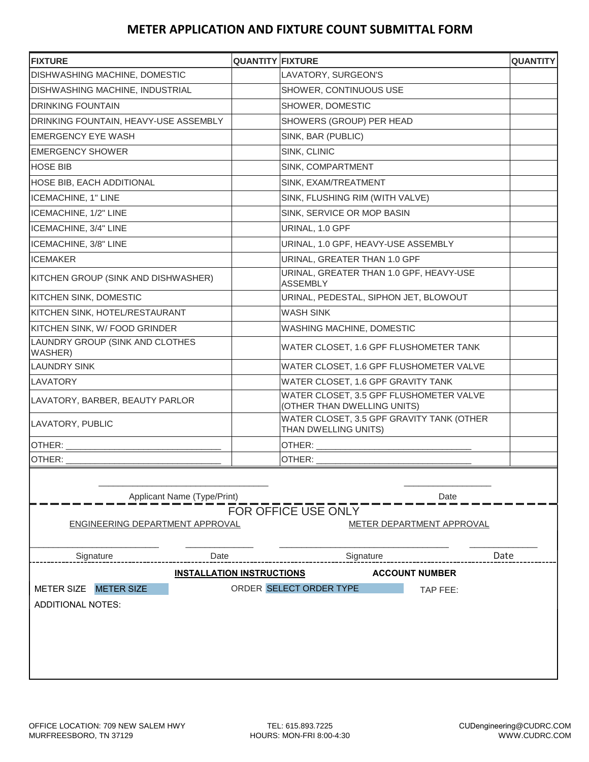# METER APPLICATION AND FIXTURE COUNT SUBMITTAL FORM

| FIXTURE | QUANTITY | FIXTURE | QUANTITY |
|---|---|---|---|
| DISHWASHING MACHINE, DOMESTIC | | LAVATORY, SURGEON'S | |
| DISHWASHING MACHINE, INDUSTRIAL | | SHOWER, CONTINUOUS USE | |
| DRINKING FOUNTAIN | | SHOWER, DOMESTIC | |
| DRINKING FOUNTAIN, HEAVY-USE ASSEMBLY | | SHOWERS (GROUP) PER HEAD | |
| EMERGENCY EYE WASH | | SINK, BAR (PUBLIC) | |
| EMERGENCY SHOWER | | SINK, CLINIC | |
| HOSE BIB | | SINK, COMPARTMENT | |
| HOSE BIB, EACH ADDITIONAL | | SINK, EXAM/TREATMENT | |
| ICEMACHINE, 1" LINE | | SINK, FLUSHING RIM (WITH VALVE) | |
| ICEMACHINE, 1/2" LINE | | SINK, SERVICE OR MOP BASIN | |
| ICEMACHINE, 3/4" LINE | | URINAL, 1.0 GPF | |
| ICEMACHINE, 3/8" LINE | | URINAL, 1.0 GPF, HEAVY-USE ASSEMBLY | |
| ICEMAKER | | URINAL, GREATER THAN 1.0 GPF | |
| KITCHEN GROUP (SINK AND DISHWASHER) | | URINAL, GREATER THAN 1.0 GPF, HEAVY-USE ASSEMBLY | |
| KITCHEN SINK, DOMESTIC | | URINAL, PEDESTAL, SIPHON JET, BLOWOUT | |
| KITCHEN SINK, HOTEL/RESTAURANT | | WASH SINK | |
| KITCHEN SINK, W/ FOOD GRINDER | | WASHING MACHINE, DOMESTIC | |
| LAUNDRY GROUP (SINK AND CLOTHES WASHER) | | WATER CLOSET, 1.6 GPF FLUSHOMETER TANK | |
| LAUNDRY SINK | | WATER CLOSET, 1.6 GPF FLUSHOMETER VALVE | |
| LAVATORY | | WATER CLOSET, 1.6 GPF GRAVITY TANK | |
| LAVATORY, BARBER, BEAUTY PARLOR | | WATER CLOSET, 3.5 GPF FLUSHOMETER VALVE (OTHER THAN DWELLING UNITS) | |
| LAVATORY, PUBLIC | | WATER CLOSET, 3.5 GPF GRAVITY TANK (OTHER THAN DWELLING UNITS) | |
| OTHER: ______________________________ | | OTHER: ______________________________ | |
| OTHER: ______________________________ | | OTHER: ______________________________ | |

______________________________ Applicant Name (Type/Print)

______________ Date

FOR OFFICE USE ONLY

ENGINEERING DEPARTMENT APPROVAL

______________________ Signature ____________ Date

METER DEPARTMENT APPROVAL

______________________________ Signature ____________ Date

**INSTALLATION INSTRUCTIONS**

**ACCOUNT NUMBER**

METER SIZE: METER SIZE

ORDER: SELECT ORDER TYPE

TAP FEE:

ADDITIONAL NOTES:

OFFICE LOCATION: 709 NEW SALEM HWY
MURFREESBORO, TN 37129

TEL: 615.893.7225
HOURS: MON-FRI 8:00-4:30

CUDengineering@CUDRC.COM
WWW.CUDRC.COM